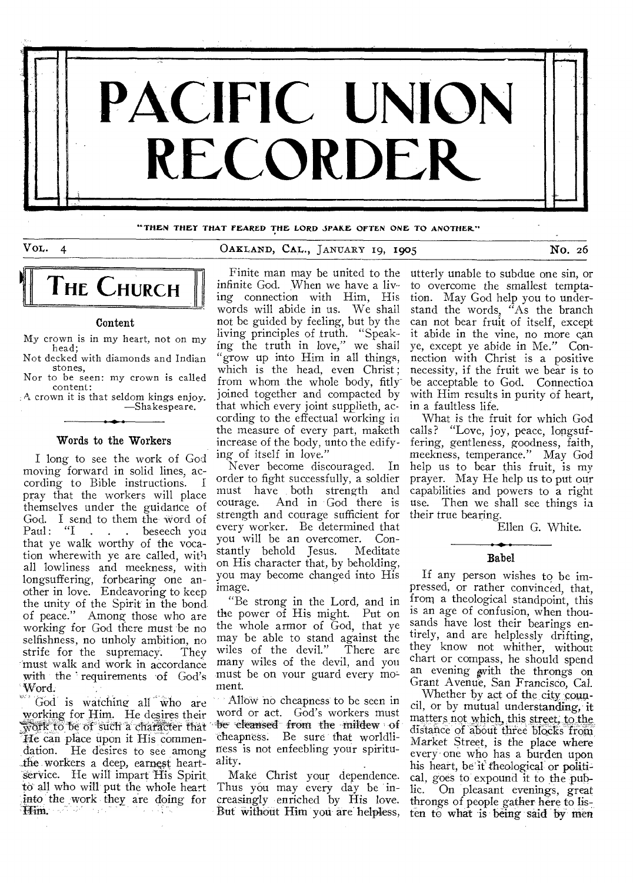# PACIFIC UNION RECORDER

"THEN THEY THAT FEARED THE LORD SPAKE OFTEN ONE TO ANOTHER"

VOL. 4 — OAKLAND, CAL., JANUARY 19, 1905 — No. 26

## THE CHURCH

### Content

My crown is in my heart, not on my head;
Not decked with diamonds and Indian stones,
Nor to be seen: my crown is called content:
A crown it is that seldom kings enjoy.
—Shakespeare.

### Words to the Workers

I long to see the work of God moving forward in solid lines, according to Bible instructions. I pray that the workers will place themselves under the guidance of God. I send to them the word of Paul: "I . . . beseech you that ye walk worthy of the vocation wherewith ye are called, with all lowliness and meekness, with longsuffering, forbearing one another in love. Endeavoring to keep the unity of the Spirit in the bond of peace." Among those who are working for God there must be no selfishness, no unholy ambition, no strife for the supremacy. They must walk and work in accordance with the requirements of God's Word.

God is watching all who are working for Him. He desires their work to be of such a character that He can place upon it His commendation. He desires to see among the workers a deep, earnest heart-service. He will impart His Spirit to all who will put the whole heart into the work they are doing for Him.

Finite man may be united to the infinite God. When we have a living connection with Him, His words will abide in us. We shall not be guided by feeling, but by the living principles of truth. "Speaking the truth in love," we shall "grow up into Him in all things, which is the head, even Christ; from whom the whole body, fitly joined together and compacted by that which every joint supplieth, according to the effectual working in the measure of every part, maketh increase of the body, unto the edifying of itself in love."

Never become discouraged. In order to fight successfully, a soldier must have both strength and courage. And in God there is strength and courage sufficient for every worker. Be determined that you will be an overcomer. Constantly behold Jesus. Meditate on His character that, by beholding, you may become changed into His image.

"Be strong in the Lord, and in the power of His might. Put on the whole armor of God, that ye may be able to stand against the wiles of the devil." There are many wiles of the devil, and you must be on your guard every moment.

Allow no cheapness to be seen in word or act. God's workers must be cleansed from the mildew of cheapness. Be sure that worldliness is not enfeebling your spirituality.

Make Christ your dependence. Thus you may every day be increasingly enriched by His love. But without Him you are helpless, utterly unable to subdue one sin, or to overcome the smallest temptation. May God help you to understand the words, "As the branch can not bear fruit of itself, except it abide in the vine, no more can ye, except ye abide in Me." Connection with Christ is a positive necessity, if the fruit we bear is to be acceptable to God. Connection with Him results in purity of heart, in a faultless life.

What is the fruit for which God calls? "Love, joy, peace, longsuffering, gentleness, goodness, faith, meekness, temperance." May God help us to bear this fruit, is my prayer. May He help us to put our capabilities and powers to a right use. Then we shall see things in their true bearing.

Ellen G. White.

### Babel

If any person wishes to be impressed, or rather convinced, that, from a theological standpoint, this is an age of confusion, when thousands have lost their bearings entirely, and are helplessly drifting, they know not whither, without chart or compass, he should spend an evening with the throngs on Grant Avenue, San Francisco, Cal.

Whether by act of the city council, or by mutual understanding, it matters not which, this street, to the distance of about three blocks from Market Street, is the place where every one who has a burden upon his heart, be it theological or political, goes to expound it to the public. On pleasant evenings, great throngs of people gather here to listen to what is being said by men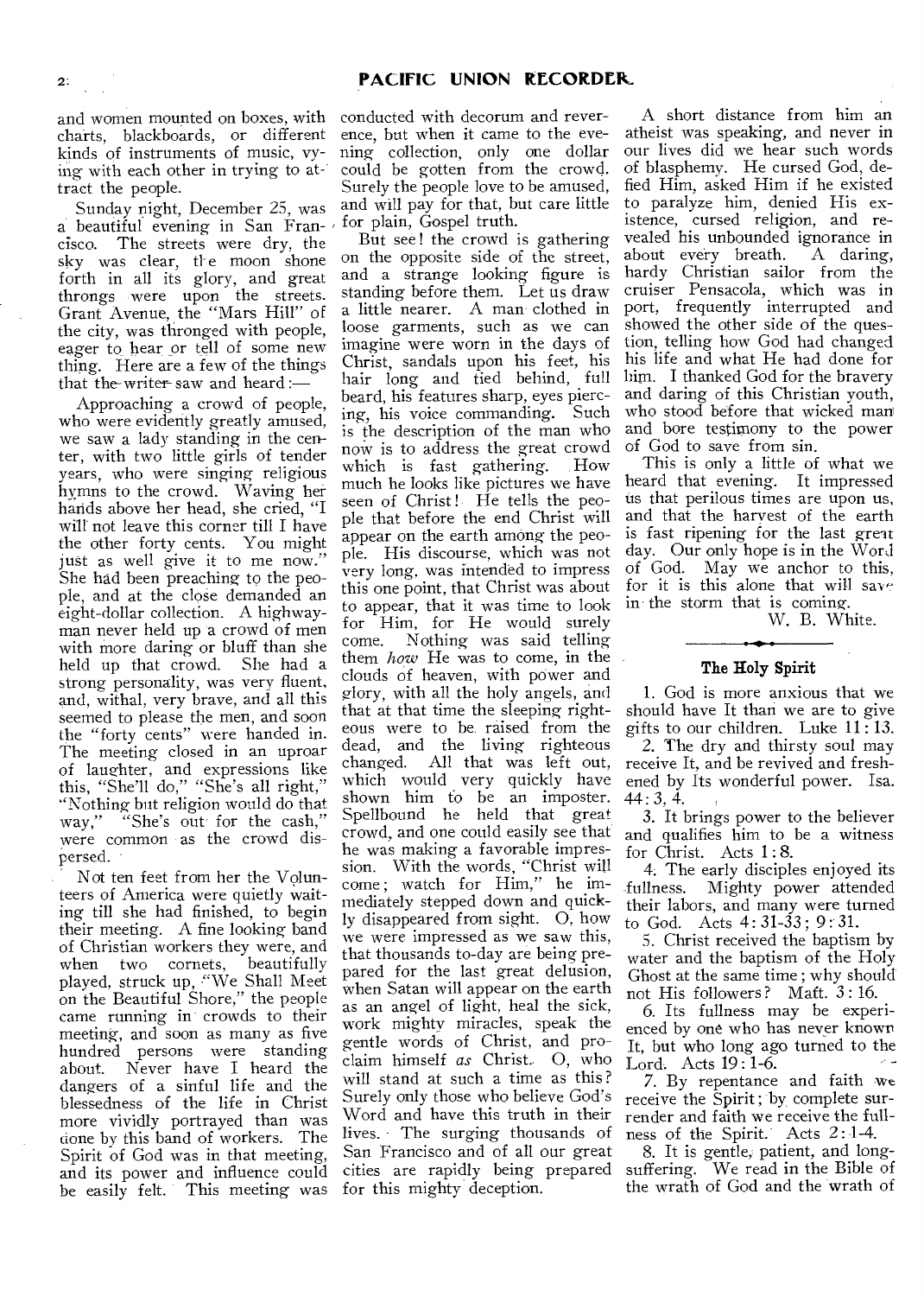and women mounted on boxes, with charts, blackboards, or different kinds of instruments of music, vying with each other in trying to attract the people.

Sunday night, December 25, was a beautiful evening in San Francisco. The streets were dry, the sky was clear, the moon shone forth in all its glory, and great throngs were upon the streets. Grant Avenue, the "Mars Hill" of the city, was thronged with people, eager to hear or tell of some new thing. Here are a few of the things that the writer saw and heard:—

Approaching a crowd of people, who were evidently greatly amused, we saw a lady standing in the center, with two little girls of tender years, who were singing religious hymns to the crowd. Waving her hands above her head, she cried, "I will not leave this corner till I have the other forty cents. You might just as well give it to me now." She had been preaching to the people, and at the close demanded an eight-dollar collection. A highwayman never held up a crowd of men with more daring or bluff than she held up that crowd. She had a strong personality, was very fluent, and, withal, very brave, and all this seemed to please the men, and soon the "forty cents" were handed in. The meeting closed in an uproar of laughter, and expressions like this, "She'll do," "She's all right," "Nothing but religion would do that way," "She's out for the cash," were common as the crowd dispersed.

Not ten feet from her the Volunteers of America were quietly waiting till she had finished, to begin their meeting. A fine looking band of Christian workers they were, and when two cornets, beautifully played, struck up, "We Shall Meet on the Beautiful Shore," the people came running in crowds to their meeting, and soon as many as five hundred persons were standing about. Never have I heard the dangers of a sinful life and the blessedness of the life in Christ more vividly portrayed than was done by this band of workers. The Spirit of God was in that meeting, and its power and influence could be easily felt. This meeting was conducted with decorum and reverence, but when it came to the evening collection, only one dollar could be gotten from the crowd. Surely the people love to be amused, and will pay for that, but care little for plain, Gospel truth.

But see! the crowd is gathering on the opposite side of the street, and a strange looking figure is standing before them. Let us draw a little nearer. A man clothed in loose garments, such as we can imagine were worn in the days of Christ, sandals upon his feet, his hair long and tied behind, full beard, his features sharp, eyes piercing, his voice commanding. Such is the description of the man who now is to address the great crowd which is fast gathering. How much he looks like pictures we have seen of Christ! He tells the people that before the end Christ will appear on the earth among the people. His discourse, which was not very long, was intended to impress this one point, that Christ was about to appear, that it was time to look for Him, for He would surely come. Nothing was said telling them *how* He was to come, in the clouds of heaven, with power and glory, with all the holy angels, and that at that time the sleeping righteous were to be raised from the dead, and the living righteous changed. All that was left out, which would very quickly have shown him to be an imposter. Spellbound he held that great crowd, and one could easily see that he was making a favorable impression. With the words, "Christ will come; watch for Him," he immediately stepped down and quickly disappeared from sight. O, how we were impressed as we saw this, that thousands to-day are being prepared for the last great delusion, when Satan will appear on the earth as an angel of light, heal the sick, work mighty miracles, speak the gentle words of Christ, and proclaim himself *as* Christ. O, who will stand at such a time as this? Surely only those who believe God's Word and have this truth in their lives. The surging thousands of San Francisco and of all our great cities are rapidly being prepared for this mighty deception.

A short distance from him an atheist was speaking, and never in our lives did we hear such words of blasphemy. He cursed God, defied Him, asked Him if he existed to paralyze him, denied His existence, cursed religion, and revealed his unbounded ignorance in about every breath. A daring, hardy Christian sailor from the cruiser Pensacola, which was in port, frequently interrupted and showed the other side of the question, telling how God had changed his life and what He had done for him. I thanked God for the bravery and daring of this Christian youth, who stood before that wicked man and bore testimony to the power of God to save from sin.

This is only a little of what we heard that evening. It impressed us that perilous times are upon us, and that the harvest of the earth is fast ripening for the last great day. Our only hope is in the Word of God. May we anchor to this, for it is this alone that will save in the storm that is coming.

W. B. White.

---

### The Holy Spirit

1. God is more anxious that we should have It than we are to give gifts to our children. Luke 11:13.

2. The dry and thirsty soul may receive It, and be revived and freshened by Its wonderful power. Isa. 44:3, 4.

3. It brings power to the believer and qualifies him to be a witness for Christ. Acts 1:8.

4. The early disciples enjoyed its fullness. Mighty power attended their labors, and many were turned to God. Acts 4:31-33; 9:31.

5. Christ received the baptism by water and the baptism of the Holy Ghost at the same time; why should not His followers? Matt. 3:16.

6. Its fullness may be experienced by one who has never known It, but who long ago turned to the Lord. Acts 19:1-6.

7. By repentance and faith we receive the Spirit; by complete surrender and faith we receive the fullness of the Spirit. Acts 2:1-4.

8. It is gentle, patient, and longsuffering. We read in the Bible of the wrath of God and the wrath of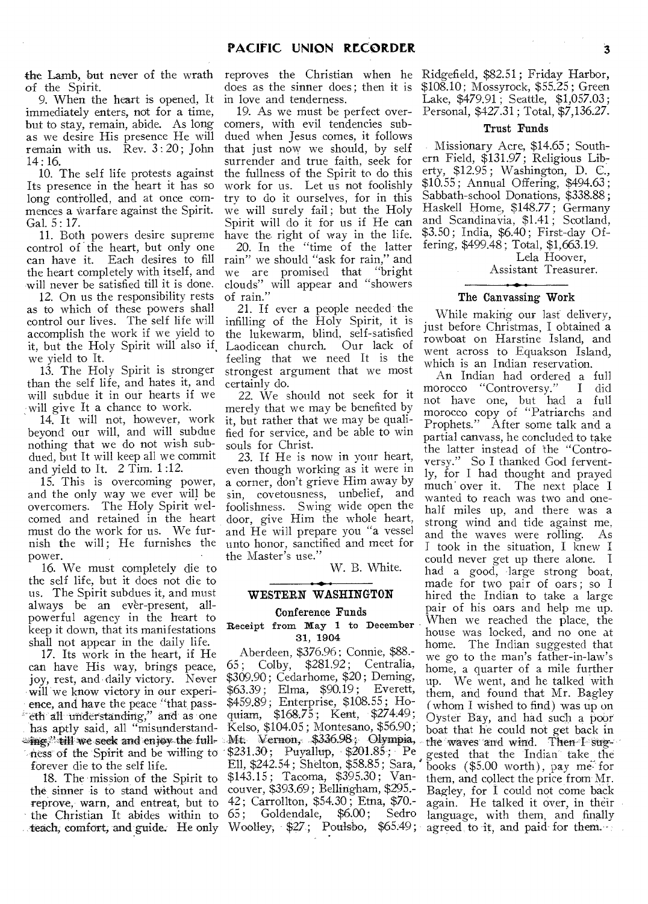the Lamb, but never of the wrath of the Spirit.

9. When the heart is opened, It immediately enters, not for a time, but to stay, remain, abide. As long as we desire His presence He will remain with us. Rev. 3:20; John 14:16.

10. The self life protests against Its presence in the heart it has so long controlled, and at once commences a warfare against the Spirit. Gal. 5:17.

11. Both powers desire supreme control of the heart, but only one can have it. Each desires to fill the heart completely with itself, and will never be satisfied till it is done.

12. On us the responsibility rests as to which of these powers shall control our lives. The self life will accomplish the work if we yield to it, but the Holy Spirit will also if we yield to It.

13. The Holy Spirit is stronger than the self life, and hates it, and will subdue it in our hearts if we will give It a chance to work.

14. It will not, however, work beyond our will, and will subdue nothing that we do not wish subdued, but It will keep all we commit and yield to It. 2 Tim. 1:12.

15. This is overcoming power, and the only way we ever will be overcomers. The Holy Spirit welcomed and retained in the heart must do the work for us. We furnish the will; He furnishes the power.

16. We must completely die to the self life, but it does not die to us. The Spirit subdues it, and must always be an ever-present, all-powerful agency in the heart to keep it down, that its manifestations shall not appear in the daily life.

17. Its work in the heart, if He can have His way, brings peace, joy, rest, and daily victory. Never will we know victory in our experience, and have the peace "that passeth all understanding," and as one has aptly said, all "misunderstanding," till we seek and enjoy the fullness of the Spirit and be willing to forever die to the self life.

18. The mission of the Spirit to the sinner is to stand without and reprove, warn, and entreat, but to the Christian It abides within to teach, comfort, and guide. He only reproves the Christian when he does as the sinner does; then it is in love and tenderness.

19. As we must be perfect overcomers, with evil tendencies subdued when Jesus comes, it follows that just now we should, by self surrender and true faith, seek for the fullness of the Spirit to do this work for us. Let us not foolishly try to do it ourselves, for in this we will surely fail; but the Holy Spirit will do it for us if He can have the right of way in the life.

20. In the "time of the latter rain" we should "ask for rain," and we are promised that "bright clouds" will appear and "showers of rain."

21. If ever a people needed the infilling of the Holy Spirit, it is the lukewarm, blind, self-satisfied Laodicean church. Our lack of feeling that we need It is the strongest argument that we most certainly do.

22. We should not seek for it merely that we may be benefited by it, but rather that we may be qualified for service, and be able to win souls for Christ.

23. If He is now in your heart, even though working as it were in a corner, don't grieve Him away by sin, covetousness, unbelief, and foolishness. Swing wide open the door, give Him the whole heart, and He will prepare you "a vessel unto honor, sanctified and meet for the Master's use."

W. B. White.

## WESTERN WASHINGTON

### Conference Funds

**Receipt from May 1 to December 31, 1904**

Aberdeen, $376.96; Connie, $88.65; Colby, $281.92; Centralia, $309.90; Cedarhome, $20; Deming, $63.39; Elma, $90.19; Everett, $459.89; Enterprise, $108.55; Hoquiam, $168.75; Kent, $274.49; Kelso, $104.05; Montesano, $56.90; Mt. Vernon, $336.98; Olympia, $231.30; Puyallup, $201.85; Pe Ell, $242.54; Shelton, $58.85; Sara, $143.15; Tacoma, $395.30; Vancouver, $393.69; Bellingham, $295.42; Carrollton, $54.30; Etna, $70.65; Goldendale, $6.00; Sedro Woolley, $27; Poulsbo, $65.49; Ridgefield, $82.51; Friday Harbor, $108.10; Mossyrock, $55.25; Green Lake, $479.91; Seattle, $1,057.03; Personal, $427.31; Total, $7,136.27.

### Trust Funds

Missionary Acre, $14.65; Southern Field, $131.97; Religious Liberty, $12.95; Washington, D. C., $10.55; Annual Offering, $494.63; Sabbath-school Donations, $338.88; Haskell Home, $148.77; Germany and Scandinavia, $1.41; Scotland, $3.50; India, $6.40; First-day Offering, $499.48; Total, $1,663.19.

Lela Hoover,
Assistant Treasurer.

### The Canvassing Work

While making our last delivery, just before Christmas, I obtained a rowboat on Harstine Island, and went across to Equakson Island, which is an Indian reservation.

An Indian had ordered a full morocco "Controversy." I did not have one, but had a full morocco copy of "Patriarchs and Prophets." After some talk and a partial canvass, he concluded to take the latter instead of the "Controversy." So I thanked God fervently, for I had thought and prayed much over it. The next place I wanted to reach was two and one-half miles up, and there was a strong wind and tide against me, and the waves were rolling. As I took in the situation, I knew I could never get up there alone. I had a good, large strong boat, made for two pair of oars; so I hired the Indian to take a large pair of his oars and help me up. When we reached the place, the house was locked, and no one at home. The Indian suggested that we go to the man's father-in-law's home, a quarter of a mile further up. We went, and he talked with them, and found that Mr. Bagley (whom I wished to find) was up on Oyster Bay, and had such a poor boat that he could not get back in the waves and wind. Then I suggested that the Indian take the books ($5.00 worth), pay me for them, and collect the price from Mr. Bagley, for I could not come back again. He talked it over, in their language, with them, and finally agreed to it, and paid for them.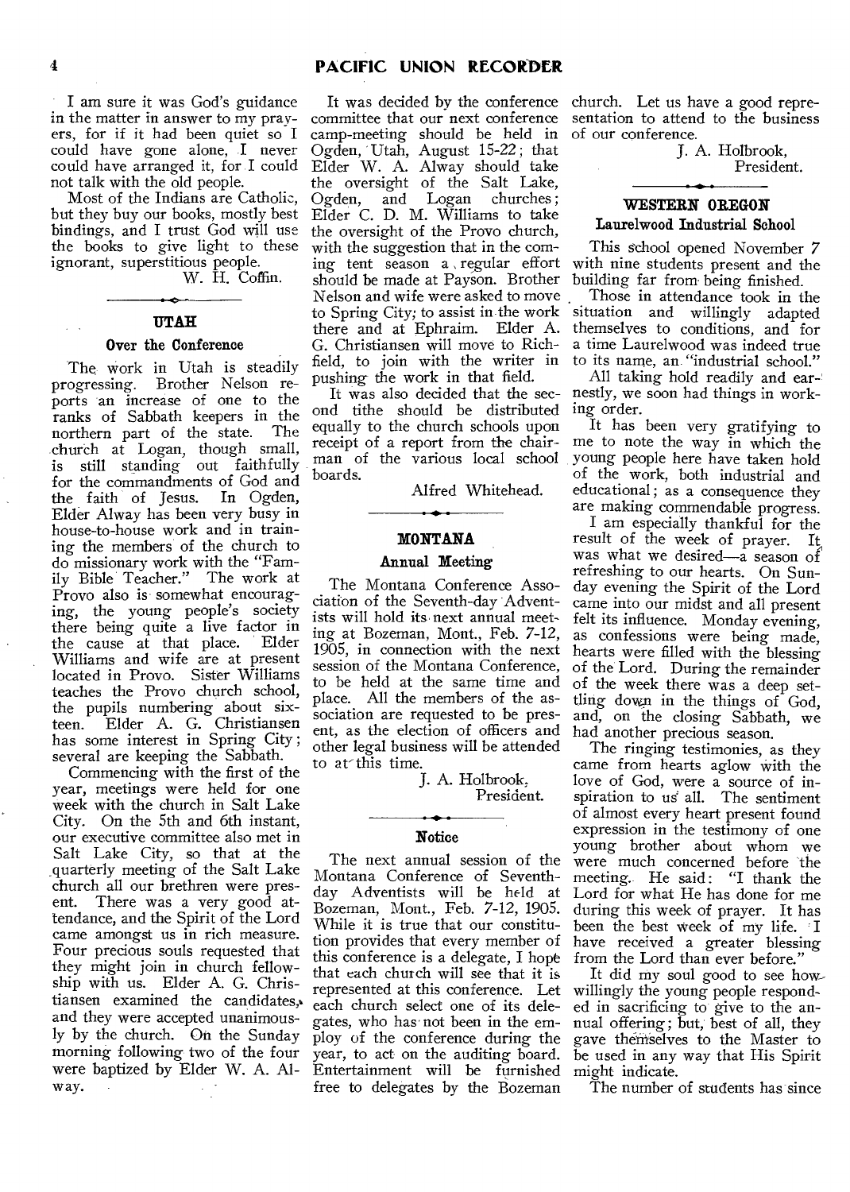I am sure it was God's guidance in the matter in answer to my prayers, for if it had been quiet so I could have gone alone, I never could have arranged it, for I could not talk with the old people.

Most of the Indians are Catholic, but they buy our books, mostly best bindings, and I trust God will use the books to give light to these ignorant, superstitious people.

W. H. Coffin.

## UTAH

### Over the Conference

The work in Utah is steadily progressing. Brother Nelson reports an increase of one to the ranks of Sabbath keepers in the northern part of the state. The church at Logan, though small, is still standing out faithfully for the commandments of God and the faith of Jesus. In Ogden, Elder Alway has been very busy in house-to-house work and in training the members of the church to do missionary work with the "Family Bible Teacher." The work at Provo also is somewhat encouraging, the young people's society there being quite a live factor in the cause at that place. Elder Williams and wife are at present located in Provo. Sister Williams teaches the Provo church school, the pupils numbering about sixteen. Elder A. G. Christiansen has some interest in Spring City; several are keeping the Sabbath.

Commencing with the first of the year, meetings were held for one week with the church in Salt Lake City. On the 5th and 6th instant, our executive committee also met in Salt Lake City, so that at the quarterly meeting of the Salt Lake church all our brethren were present. There was a very good attendance, and the Spirit of the Lord came amongst us in rich measure. Four precious souls requested that they might join in church fellowship with us. Elder A. G. Christiansen examined the candidates, and they were accepted unanimously by the church. On the Sunday morning following two of the four were baptized by Elder W. A. Alway.

It was decided by the conference committee that our next conference camp-meeting should be held in Ogden, Utah, August 15-22; that Elder W. A. Alway should take the oversight of the Salt Lake, Ogden, and Logan churches; Elder C. D. M. Williams to take the oversight of the Provo church, with the suggestion that in the coming tent season a regular effort should be made at Payson. Brother Nelson and wife were asked to move to Spring City; to assist in the work there and at Ephraim. Elder A. G. Christiansen will move to Richfield, to join with the writer in pushing the work in that field.

It was also decided that the second tithe should be distributed equally to the church schools upon receipt of a report from the chairman of the various local school boards.

Alfred Whitehead.

## MONTANA

### Annual Meeting

The Montana Conference Association of the Seventh-day Adventists will hold its next annual meeting at Bozeman, Mont., Feb. 7-12, 1905, in connection with the next session of the Montana Conference, to be held at the same time and place. All the members of the association are requested to be present, as the election of officers and other legal business will be attended to at this time.

J. A. Holbrook,
President.

### Notice

The next annual session of the Montana Conference of Seventh-day Adventists will be held at Bozeman, Mont., Feb. 7-12, 1905. While it is true that our constitution provides that every member of this conference is a delegate, I hope that each church will see that it is represented at this conference. Let each church select one of its delegates, who has not been in the employ of the conference during the year, to act on the auditing board. Entertainment will be furnished free to delegates by the Bozeman church. Let us have a good representation to attend to the business of our conference.

J. A. Holbrook,
President.

## WESTERN OREGON

### Laurelwood Industrial School

This school opened November 7 with nine students present and the building far from being finished.

Those in attendance took in the situation and willingly adapted themselves to conditions, and for a time Laurelwood was indeed true to its name, an "industrial school."

All taking hold readily and earnestly, we soon had things in working order.

It has been very gratifying to me to note the way in which the young people here have taken hold of the work, both industrial and educational; as a consequence they are making commendable progress.

I am especially thankful for the result of the week of prayer. It was what we desired—a season of refreshing to our hearts. On Sunday evening the Spirit of the Lord came into our midst and all present felt its influence. Monday evening, as confessions were being made, hearts were filled with the blessing of the Lord. During the remainder of the week there was a deep settling down in the things of God, and, on the closing Sabbath, we had another precious season.

The ringing testimonies, as they came from hearts aglow with the love of God, were a source of inspiration to us all. The sentiment of almost every heart present found expression in the testimony of one young brother about whom we were much concerned before the meeting. He said: "I thank the Lord for what He has done for me during this week of prayer. It has been the best week of my life. I have received a greater blessing from the Lord than ever before."

It did my soul good to see how willingly the young people responded in sacrificing to give to the annual offering; but, best of all, they gave themselves to the Master to be used in any way that His Spirit might indicate.

The number of students has since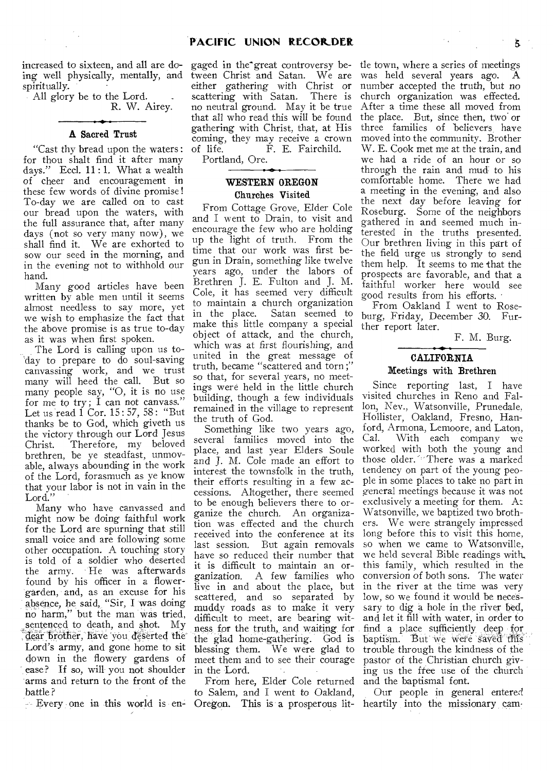increased to sixteen, and all are doing well physically, mentally, and spiritually.

All glory be to the Lord.

R. W. Airey.

### A Sacred Trust

"Cast thy bread upon the waters: for thou shalt find it after many days." Eccl. 11 : 1. What a wealth of cheer and encouragement in these few words of divine promise! To-day we are called on to cast our bread upon the waters, with the full assurance that, after many days (not so very many now), we shall find it. We are exhorted to sow our seed in the morning, and in the evening not to withhold our hand.

Many good articles have been written by able men until it seems almost needless to say more, yet we wish to emphasize the fact that the above promise is as true to-day as it was when first spoken.

The Lord is calling upon us to-day to prepare to do soul-saving canvassing work, and we trust many will heed the call. But so many people say, "O, it is no use for me to try; I can not canvass." Let us read 1 Cor. 15 : 57, 58 : "But thanks be to God, which giveth us the victory through our Lord Jesus Christ. Therefore, my beloved brethren, be ye steadfast, unmovable, always abounding in the work of the Lord, forasmuch as ye know that your labor is not in vain in the Lord."

Many who have canvassed and might now be doing faithful work for the Lord are spurning that still small voice and are following some other occupation. A touching story is told of a soldier who deserted the army. He was afterwards found by his officer in a flower-garden, and, as an excuse for his absence, he said, "Sir, I was doing no harm," but the man was tried, sentenced to death, and shot. My dear brother, have you deserted the Lord's army, and gone home to sit down in the flowery gardens of ease? If so, will you not shoulder arms and return to the front of the battle?

Every one in this world is engaged in the great controversy between Christ and Satan. We are either gathering with Christ or scattering with Satan. There is no neutral ground. May it be true that all who read this will be found gathering with Christ, that, at His coming, they may receive a crown of life.

F. E. Fairchild.

Portland, Ore.

## WESTERN OREGON

### Churches Visited

From Cottage Grove, Elder Cole and I went to Drain, to visit and encourage the few who are holding up the light of truth. From the time that our work was first begun in Drain, something like twelve years ago, under the labors of Brethren J. E. Fulton and J. M. Cole, it has seemed very difficult to maintain a church organization in the place. Satan seemed to make this little company a special object of attack, and the church, which was at first flourishing, and united in the great message of truth, became "scattered and torn;" so that, for several years, no meetings were held in the little church building, though a few individuals remained in the village to represent the truth of God.

Something like two years ago, several families moved into the place, and last year Elders Soule and J. M. Cole made an effort to interest the townsfolk in the truth, their efforts resulting in a few accessions. Altogether, there seemed to be enough believers there to organize the church. An organization was effected and the church received into the conference at its last session. But again removals have so reduced their number that it is difficult to maintain an organization. A few families who live in and about the place, but scattered, and so separated by muddy roads as to make it very difficult to meet, are bearing witness for the truth, and waiting for the glad home-gathering. God is blessing them. We were glad to meet them and to see their courage in the Lord.

From here, Elder Cole returned to Salem, and I went to Oakland, Oregon. This is a prosperous little town, where a series of meetings was held several years ago. A number accepted the truth, but no church organization was effected. After a time these all moved from the place. But, since then, two or three families of believers have moved into the community. Brother W. E. Cook met me at the train, and we had a ride of an hour or so through the rain and mud to his comfortable home. There we had a meeting in the evening, and also the next day before leaving for Roseburg. Some of the neighbors gathered in and seemed much interested in the truths presented. Our brethren living in this part of the field urge us strongly to send them help. It seems to me that the prospects are favorable, and that a faithful worker here would see good results from his efforts.

From Oakland I went to Roseburg, Friday, December 30. Further report later.

F. M. Burg.

## CALIFORNIA

### Meetings with Brethren

Since reporting last, I have visited churches in Reno and Fallon, Nev., Watsonville, Prunedale, Hollister, Oakland, Fresno, Hanford, Armona, Lemoore, and Laton, Cal. With each company we worked with both the young and those older. There was a marked tendency on part of the young people in some places to take no part in general meetings because it was not exclusively a meeting for them. At Watsonville, we baptized two brothers. We were strangely impressed long before this to visit this home, so when we came to Watsonville, we held several Bible readings with this family, which resulted in the conversion of both sons. The water in the river at the time was very low, so we found it would be necessary to dig a hole in the river bed, and let it fill with water, in order to find a place sufficiently deep for baptism. But we were saved this trouble through the kindness of the pastor of the Christian church giving us the free use of the church and the baptismal font.

Our people in general entered heartily into the missionary cam-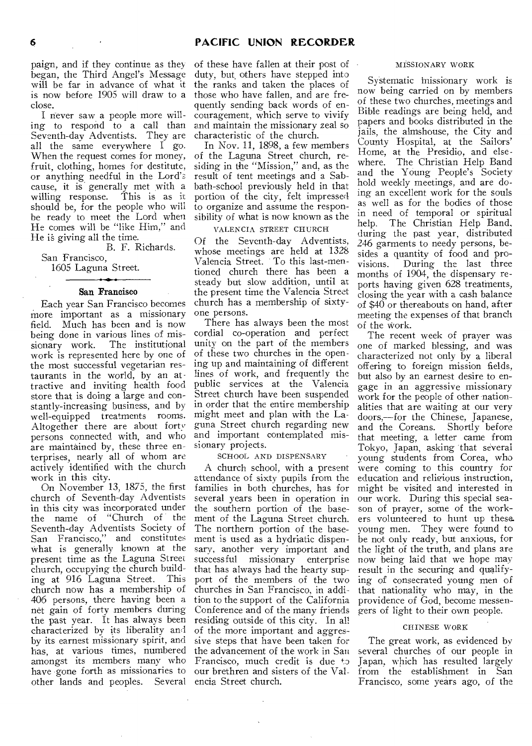paign, and if they continue as they began, the Third Angel's Message will be far in advance of what it is now before 1905 will draw to a close.

I never saw a people more willing to respond to a call than Seventh-day Adventists. They are all the same everywhere I go. When the request comes for money, fruit, clothing, homes for destitute, or anything needful in the Lord's cause, it is generally met with a willing response. This is as it should be, for the people who will be ready to meet the Lord when He comes will be "like Him," and He is giving all the time.

B. F. Richards.

San Francisco,
1605 Laguna Street.

### San Francisco

Each year San Francisco becomes more important as a missionary field. Much has been and is now being done in various lines of missionary work. The institutional work is represented here by one of the most successful vegetarian restaurants in the world, by an attractive and inviting health food store that is doing a large and constantly-increasing business, and by well-equipped treatments rooms. Altogether there are about forty persons connected with, and who are maintained by, these three enterprises, nearly all of whom are actively identified with the church work in this city.

On November 13, 1875, the first church of Seventh-day Adventists in this city was incorporated under the name of "Church of the Seventh-day Adventists Society of San Francisco," and constitutes what is generally known at the present time as the Laguna Street church, occupying the church building at 916 Laguna Street. This church now has a membership of 406 persons, there having been a net gain of forty members during the past year. It has always been characterized by its liberality and by its earnest missionary spirit, and has, at various times, numbered amongst its members many who have gone forth as missionaries to other lands and peoples. Several of these have fallen at their post of duty, but others have stepped into the ranks and taken the places of those who have fallen, and are frequently sending back words of encouragement, which serve to vivify and maintain the missionary zeal so characteristic of the church.

In Nov. 11, 1898, a few members of the Laguna Street church, residing in the "Mission," and, as the result of tent meetings and a Sabbath-school previously held in that portion of the city, felt impressed to organize and assume the responsibility of what is now known as the

#### VALENCIA STREET CHURCH

Of the Seventh-day Adventists, whose meetings are held at 1328 Valencia Street. To this last-mentioned church there has been a steady but slow addition, until at the present time the Valencia Street church has a membership of sixty-one persons.

There has always been the most cordial co-operation and perfect unity on the part of the members of these two churches in the opening up and maintaining of different lines of work, and frequently the public services at the Valencia Street church have been suspended in order that the entire membership might meet and plan with the Laguna Street church regarding new and important contemplated missionary projects.

#### SCHOOL AND DISPENSARY

A church school, with a present attendance of sixty pupils from the families in both churches, has for several years been in operation in the southern portion of the basement of the Laguna Street church. The northern portion of the basement is used as a hydriatic dispensary, another very important and successful missionary enterprise that has always had the hearty support of the members of the two churches in San Francisco, in addition to the support of the California Conference and of the many friends residing outside of this city. In all of the more important and aggressive steps that have been taken for the advancement of the work in San Francisco, much credit is due to our brethren and sisters of the Valencia Street church.

#### MISSIONARY WORK

Systematic missionary work is now being carried on by members of these two churches, meetings and Bible readings are being held, and papers and books distributed in the jails, the almshouse, the City and County Hospital, at the Sailors' Home, at the Presidio, and elsewhere. The Christian Help Band and the Young People's Society hold weekly meetings, and are doing an excellent work for the souls as well as for the bodies of those in need of temporal or spiritual help. The Christian Help Band, during the past year, distributed 246 garments to needy persons, besides a quantity of food and provisions. During the last three months of 1904, the dispensary reports having given 628 treatments, closing the year with a cash balance of $40 or thereabouts on hand, after meeting the expenses of that branch of the work.

The recent week of prayer was one of marked blessing, and was characterized not only by a liberal offering to foreign mission fields, but also by an earnest desire to engage in an aggressive missionary work for the people of other nationalities that are waiting at our very doors,—for the Chinese, Japanese, and the Coreans. Shortly before that meeting, a letter came from Tokyo, Japan, asking that several young students from Corea, who were coming to this country for education and religious instruction, might be visited and interested in our work. During this special season of prayer, some of the workers volunteered to hunt up these young men. They were found to be not only ready, but anxious, for the light of the truth, and plans are now being laid that we hope may result in the securing and qualifying of consecrated young men of that nationality who may, in the providence of God, become messengers of light to their own people.

#### CHINESE WORK

The great work, as evidenced by several churches of our people in Japan, which has resulted largely from the establishment in San Francisco, some years ago, of the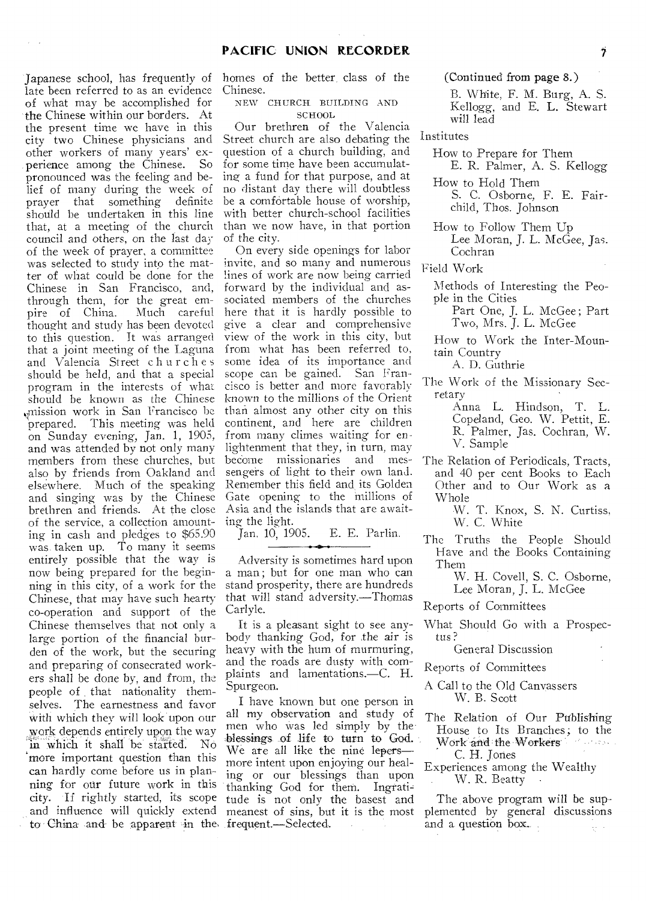Japanese school, has frequently of late been referred to as an evidence of what may be accomplished for the Chinese within our borders. At the present time we have in this city two Chinese physicians and other workers of many years' experience among the Chinese. So pronounced was the feeling and belief of many during the week of prayer that something definite should be undertaken in this line that, at a meeting of the church council and others, on the last day of the week of prayer, a committee was selected to study into the matter of what could be done for the Chinese in San Francisco, and, through them, for the great empire of China. Much careful thought and study has been devoted to this question. It was arranged that a joint meeting of the Laguna and Valencia Street churches should be held, and that a special program in the interests of what should be known as the Chinese mission work in San Francisco be prepared. This meeting was held on Sunday evening, Jan. 1, 1905, and was attended by not only many members from these churches, but also by friends from Oakland and elsewhere. Much of the speaking and singing was by the Chinese brethren and friends. At the close of the service, a collection amounting in cash and pledges to $65.90 was taken up. To many it seems entirely possible that the way is now being prepared for the beginning in this city, of a work for the Chinese, that may have such hearty co-operation and support of the Chinese themselves that not only a large portion of the financial burden of the work, but the securing and preparing of consecrated workers shall be done by, and from, the people of that nationality themselves. The earnestness and favor with which they will look upon our work depends entirely upon the way in which it shall be started. No more important question than this can hardly come before us in planning for our future work in this city. If rightly started, its scope and influence will quickly extend to China and be apparent in the homes of the better class of the Chinese.

NEW CHURCH BUILDING AND SCHOOL

Our brethren of the Valencia Street church are also debating the question of a church building, and for some time have been accumulating a fund for that purpose, and at no distant day there will doubtless be a comfortable house of worship, with better church-school facilities than we now have, in that portion of the city.

On every side openings for labor invite, and so many and numerous lines of work are now being carried forward by the individual and associated members of the churches here that it is hardly possible to give a clear and comprehensive view of the work in this city, but from what has been referred to, some idea of its importance and scope can be gained. San Francisco is better and more favorably known to the millions of the Orient than almost any other city on this continent, and here are children from many climes waiting for enlightenment that they, in turn, may become missionaries and messengers of light to their own land. Remember this field and its Golden Gate opening to the millions of Asia and the islands that are awaiting the light.

Jan. 10, 1905. E. E. Parlin.

---

Adversity is sometimes hard upon a man; but for one man who can stand prosperity, there are hundreds that will stand adversity.—Thomas Carlyle.

It is a pleasant sight to see anybody thanking God, for the air is heavy with the hum of murmuring, and the roads are dusty with complaints and lamentations.—C. H. Spurgeon.

I have known but one person in all my observation and study of men who was led simply by the blessings of life to turn to God. We are all like the nine lepers—more intent upon enjoying our healing or our blessings than upon thanking God for them. Ingratitude is not only the basest and meanest of sins, but it is the most frequent.—Selected.

(Continued from page 8.)

B. White, F. M. Burg, A. S. Kellogg, and E. L. Stewart will lead

Institutes

- How to Prepare for Them
  E. R. Palmer, A. S. Kellogg
- How to Hold Them
  S. C. Osborne, F. E. Fairchild, Thos. Johnson
- How to Follow Them Up
  Lee Moran, J. L. McGee, Jas. Cochran

Field Work

- Methods of Interesting the People in the Cities
  Part One, J. L. McGee; Part Two, Mrs. J. L. McGee
- How to Work the Inter-Mountain Country
  A. D. Guthrie

The Work of the Missionary Secretary
  Anna L. Hindson, T. L. Copeland, Geo. W. Pettit, E. R. Palmer, Jas. Cochran, W. V. Sample

The Relation of Periodicals, Tracts, and 40 per cent Books to Each Other and to Our Work as a Whole
  W. T. Knox, S. N. Curtiss, W. C. White

The Truths the People Should Have and the Books Containing Them
  W. H. Covell, S. C. Osborne, Lee Moran, J. L. McGee

Reports of Committees

What Should Go with a Prospectus?
  General Discussion

Reports of Committees

A Call to the Old Canvassers
  W. B. Scott

The Relation of Our Publishing House to Its Branches; to the Work and the Workers
  C. H. Jones

Experiences among the Wealthy
  W. R. Beatty

The above program will be supplemented by general discussions and a question box.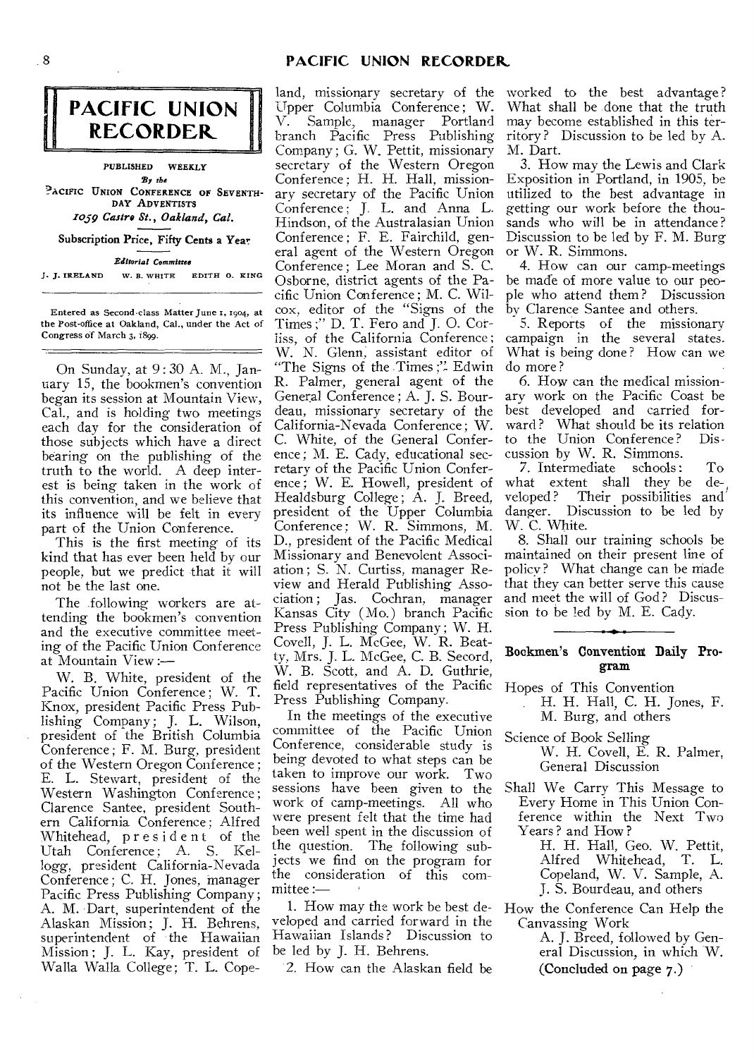# PACIFIC UNION RECORDER

PUBLISHED WEEKLY
*By the*
PACIFIC UNION CONFERENCE OF SEVENTH-DAY ADVENTISTS
*1059 Castro St., Oakland, Cal.*

Subscription Price, Fifty Cents a Year

*Editorial Committee*
J. J. IRELAND W. B. WHITE EDITH O. KING

Entered as Second-class Matter June 1, 1904, at the Post-office at Oakland, Cal., under the Act of Congress of March 3, 1899.

---

On Sunday, at 9:30 A. M., January 15, the bookmen's convention began its session at Mountain View, Cal., and is holding two meetings each day for the consideration of those subjects which have a direct bearing on the publishing of the truth to the world. A deep interest is being taken in the work of this convention, and we believe that its influence will be felt in every part of the Union Conference.

This is the first meeting of its kind that has ever been held by our people, but we predict that it will not be the last one.

The following workers are attending the bookmen's convention and the executive committee meeting of the Pacific Union Conference at Mountain View:—

W. B. White, president of the Pacific Union Conference; W. T. Knox, president Pacific Press Publishing Company; J. L. Wilson, president of the British Columbia Conference; F. M. Burg, president of the Western Oregon Conference; E. L. Stewart, president of the Western Washington Conference; Clarence Santee, president Southern California Conference; Alfred Whitehead, president of the Utah Conference; A. S. Kellogg, president California-Nevada Conference; C. H. Jones, manager Pacific Press Publishing Company; A. M. Dart, superintendent of the Alaskan Mission; J. H. Behrens, superintendent of the Hawaiian Mission; J. L. Kay, president of Walla Walla College; T. L. Copeland, missionary secretary of the Upper Columbia Conference; W. V. Sample, manager Portland branch Pacific Press Publishing Company; G. W. Pettit, missionary secretary of the Western Oregon Conference; H. H. Hall, missionary secretary of the Pacific Union Conference; J. L. and Anna L. Hindson, of the Australasian Union Conference; F. E. Fairchild, general agent of the Western Oregon Conference; Lee Moran and S. C. Osborne, district agents of the Pacific Union Conference; M. C. Wilcox, editor of the "Signs of the Times;" D. T. Fero and J. O. Corliss, of the California Conference; W. N. Glenn, assistant editor of "The Signs of the Times;" Edwin R. Palmer, general agent of the General Conference; A. J. S. Bourdeau, missionary secretary of the California-Nevada Conference; W. C. White, of the General Conference; M. E. Cady, educational secretary of the Pacific Union Conference; W. E. Howell, president of Healdsburg College; A. J. Breed, president of the Upper Columbia Conference; W. R. Simmons, M. D., president of the Pacific Medical Missionary and Benevolent Association; S. N. Curtiss, manager Review and Herald Publishing Association; Jas. Cochran, manager Kansas City (Mo.) branch Pacific Press Publishing Company; W. H. Covell, J. L. McGee, W. R. Beatty, Mrs. J. L. McGee, C. B. Secord, W. B. Scott, and A. D. Guthrie, field representatives of the Pacific Press Publishing Company.

In the meetings of the executive committee of the Pacific Union Conference, considerable study is being devoted to what steps can be taken to improve our work. Two sessions have been given to the work of camp-meetings. All who were present felt that the time had been well spent in the discussion of the question. The following subjects we find on the program for the consideration of this committee:—

1. How may the work be best developed and carried forward in the Hawaiian Islands? Discussion to be led by J. H. Behrens.

2. How can the Alaskan field be worked to the best advantage? What shall be done that the truth may become established in this territory? Discussion to be led by A. M. Dart.

3. How may the Lewis and Clark Exposition in Portland, in 1905, be utilized to the best advantage in getting our work before the thousands who will be in attendance? Discussion to be led by F. M. Burg or W. R. Simmons.

4. How can our camp-meetings be made of more value to our people who attend them? Discussion by Clarence Santee and others.

5. Reports of the missionary campaign in the several states. What is being done? How can we do more?

6. How can the medical missionary work on the Pacific Coast be best developed and carried forward? What should be its relation to the Union Conference? Discussion by W. R. Simmons.

7. Intermediate schools: To what extent shall they be developed? Their possibilities and danger. Discussion to be led by W. C. White.

8. Shall our training schools be maintained on their present line of policy? What change can be made that they can better serve this cause and meet the will of God? Discussion to be led by M. E. Cady.

---

## Bookmen's Convention Daily Program

Hopes of This Convention
H. H. Hall, C. H. Jones, F. M. Burg, and others

Science of Book Selling
W. H. Covell, E. R. Palmer, General Discussion

Shall We Carry This Message to Every Home in This Union Conference within the Next Two Years? and How?
H. H. Hall, Geo. W. Pettit, Alfred Whitehead, T. L. Copeland, W. V. Sample, A. J. S. Bourdeau, and others

How the Conference Can Help the Canvassing Work
A. J. Breed, followed by General Discussion, in which W.

(Concluded on page 7.)